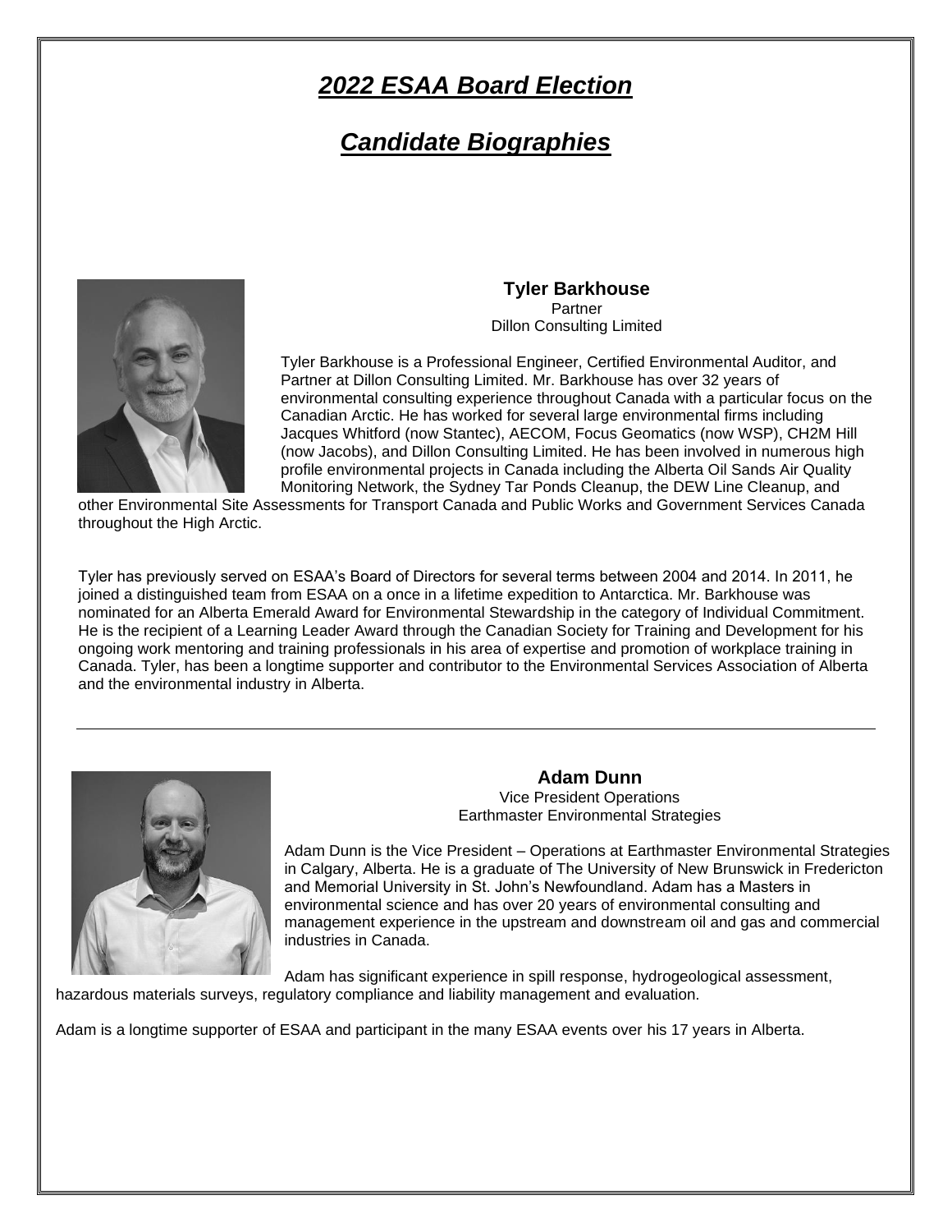# *2022 ESAA Board Election*

# *Candidate Biographies*

**Tyler Barkhouse**
Partner
Dillon Consulting Limited

Tyler Barkhouse is a Professional Engineer, Certified Environmental Auditor, and Partner at Dillon Consulting Limited. Mr. Barkhouse has over 32 years of environmental consulting experience throughout Canada with a particular focus on the Canadian Arctic. He has worked for several large environmental firms including Jacques Whitford (now Stantec), AECOM, Focus Geomatics (now WSP), CH2M Hill (now Jacobs), and Dillon Consulting Limited. He has been involved in numerous high profile environmental projects in Canada including the Alberta Oil Sands Air Quality Monitoring Network, the Sydney Tar Ponds Cleanup, the DEW Line Cleanup, and other Environmental Site Assessments for Transport Canada and Public Works and Government Services Canada throughout the High Arctic.

Tyler has previously served on ESAA's Board of Directors for several terms between 2004 and 2014. In 2011, he joined a distinguished team from ESAA on a once in a lifetime expedition to Antarctica. Mr. Barkhouse was nominated for an Alberta Emerald Award for Environmental Stewardship in the category of Individual Commitment. He is the recipient of a Learning Leader Award through the Canadian Society for Training and Development for his ongoing work mentoring and training professionals in his area of expertise and promotion of workplace training in Canada. Tyler, has been a longtime supporter and contributor to the Environmental Services Association of Alberta and the environmental industry in Alberta.

---

**Adam Dunn**
Vice President Operations
Earthmaster Environmental Strategies

Adam Dunn is the Vice President – Operations at Earthmaster Environmental Strategies in Calgary, Alberta. He is a graduate of The University of New Brunswick in Fredericton and Memorial University in St. John's Newfoundland. Adam has a Masters in environmental science and has over 20 years of environmental consulting and management experience in the upstream and downstream oil and gas and commercial industries in Canada.

Adam has significant experience in spill response, hydrogeological assessment, hazardous materials surveys, regulatory compliance and liability management and evaluation.

Adam is a longtime supporter of ESAA and participant in the many ESAA events over his 17 years in Alberta.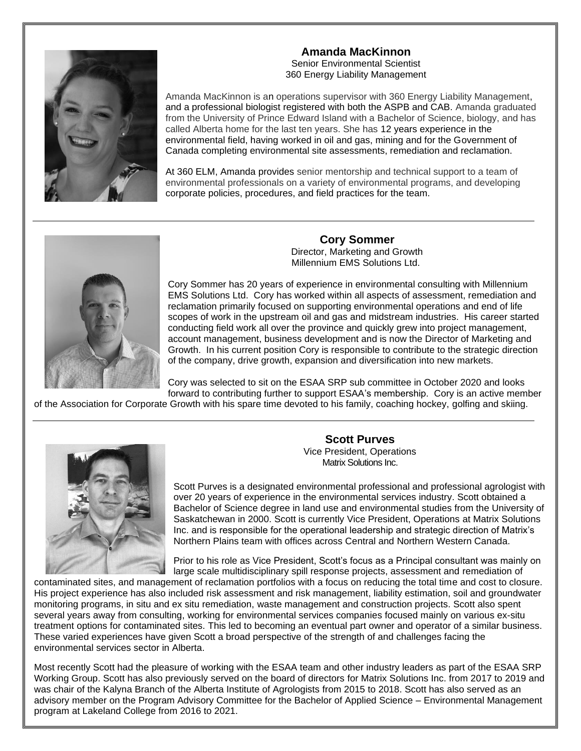## Amanda MacKinnon

Senior Environmental Scientist
360 Energy Liability Management

Amanda MacKinnon is an operations supervisor with 360 Energy Liability Management, and a professional biologist registered with both the ASPB and CAB. Amanda graduated from the University of Prince Edward Island with a Bachelor of Science, biology, and has called Alberta home for the last ten years. She has 12 years experience in the environmental field, having worked in oil and gas, mining and for the Government of Canada completing environmental site assessments, remediation and reclamation.

At 360 ELM, Amanda provides senior mentorship and technical support to a team of environmental professionals on a variety of environmental programs, and developing corporate policies, procedures, and field practices for the team.

---

## Cory Sommer

Director, Marketing and Growth
Millennium EMS Solutions Ltd.

Cory Sommer has 20 years of experience in environmental consulting with Millennium EMS Solutions Ltd. Cory has worked within all aspects of assessment, remediation and reclamation primarily focused on supporting environmental operations and end of life scopes of work in the upstream oil and gas and midstream industries. His career started conducting field work all over the province and quickly grew into project management, account management, business development and is now the Director of Marketing and Growth. In his current position Cory is responsible to contribute to the strategic direction of the company, drive growth, expansion and diversification into new markets.

Cory was selected to sit on the ESAA SRP sub committee in October 2020 and looks forward to contributing further to support ESAA's membership. Cory is an active member of the Association for Corporate Growth with his spare time devoted to his family, coaching hockey, golfing and skiing.

---

## Scott Purves

Vice President, Operations
Matrix Solutions Inc.

Scott Purves is a designated environmental professional and professional agrologist with over 20 years of experience in the environmental services industry. Scott obtained a Bachelor of Science degree in land use and environmental studies from the University of Saskatchewan in 2000. Scott is currently Vice President, Operations at Matrix Solutions Inc. and is responsible for the operational leadership and strategic direction of Matrix's Northern Plains team with offices across Central and Northern Western Canada.

Prior to his role as Vice President, Scott's focus as a Principal consultant was mainly on large scale multidisciplinary spill response projects, assessment and remediation of contaminated sites, and management of reclamation portfolios with a focus on reducing the total time and cost to closure. His project experience has also included risk assessment and risk management, liability estimation, soil and groundwater monitoring programs, in situ and ex situ remediation, waste management and construction projects. Scott also spent several years away from consulting, working for environmental services companies focused mainly on various ex-situ treatment options for contaminated sites. This led to becoming an eventual part owner and operator of a similar business. These varied experiences have given Scott a broad perspective of the strength of and challenges facing the environmental services sector in Alberta.

Most recently Scott had the pleasure of working with the ESAA team and other industry leaders as part of the ESAA SRP Working Group. Scott has also previously served on the board of directors for Matrix Solutions Inc. from 2017 to 2019 and was chair of the Kalyna Branch of the Alberta Institute of Agrologists from 2015 to 2018. Scott has also served as an advisory member on the Program Advisory Committee for the Bachelor of Applied Science – Environmental Management program at Lakeland College from 2016 to 2021.